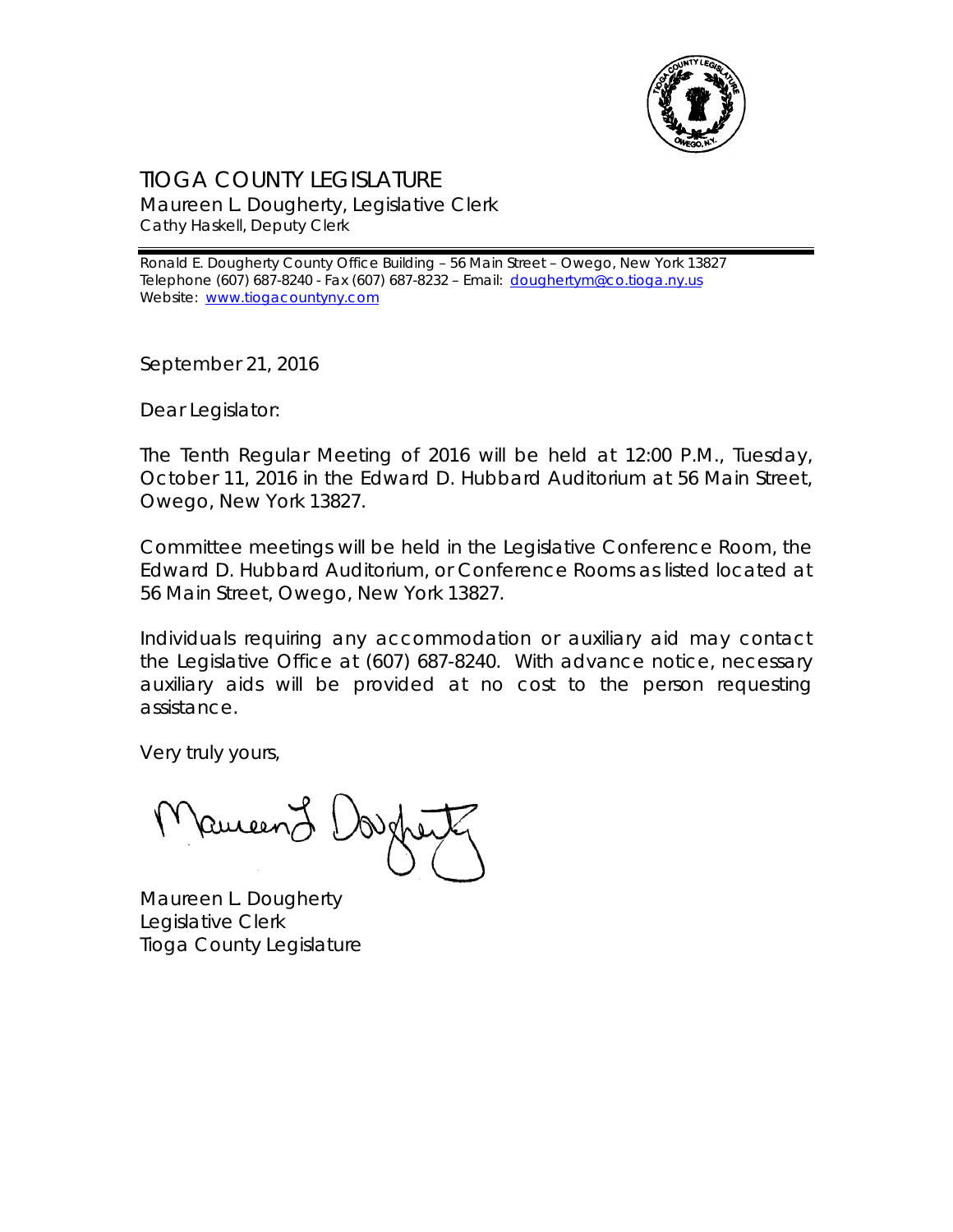# TIOGA COUNTY LEGISLATURE

Maureen L. Dougherty, Legislative Clerk
Cathy Haskell, Deputy Clerk

Ronald E. Dougherty County Office Building – 56 Main Street – Owego, New York 13827
Telephone (607) 687-8240 - Fax (607) 687-8232 – Email: doughertym@co.tioga.ny.us
Website: www.tiogacountyny.com

September 21, 2016

Dear Legislator:

The Tenth Regular Meeting of 2016 will be held at 12:00 P.M., Tuesday, October 11, 2016 in the Edward D. Hubbard Auditorium at 56 Main Street, Owego, New York 13827.

Committee meetings will be held in the Legislative Conference Room, the Edward D. Hubbard Auditorium, or Conference Rooms as listed located at 56 Main Street, Owego, New York 13827.

Individuals requiring any accommodation or auxiliary aid may contact the Legislative Office at (607) 687-8240. With advance notice, necessary auxiliary aids will be provided at no cost to the person requesting assistance.

Very truly yours,

Maureen L. Dougherty
Legislative Clerk
Tioga County Legislature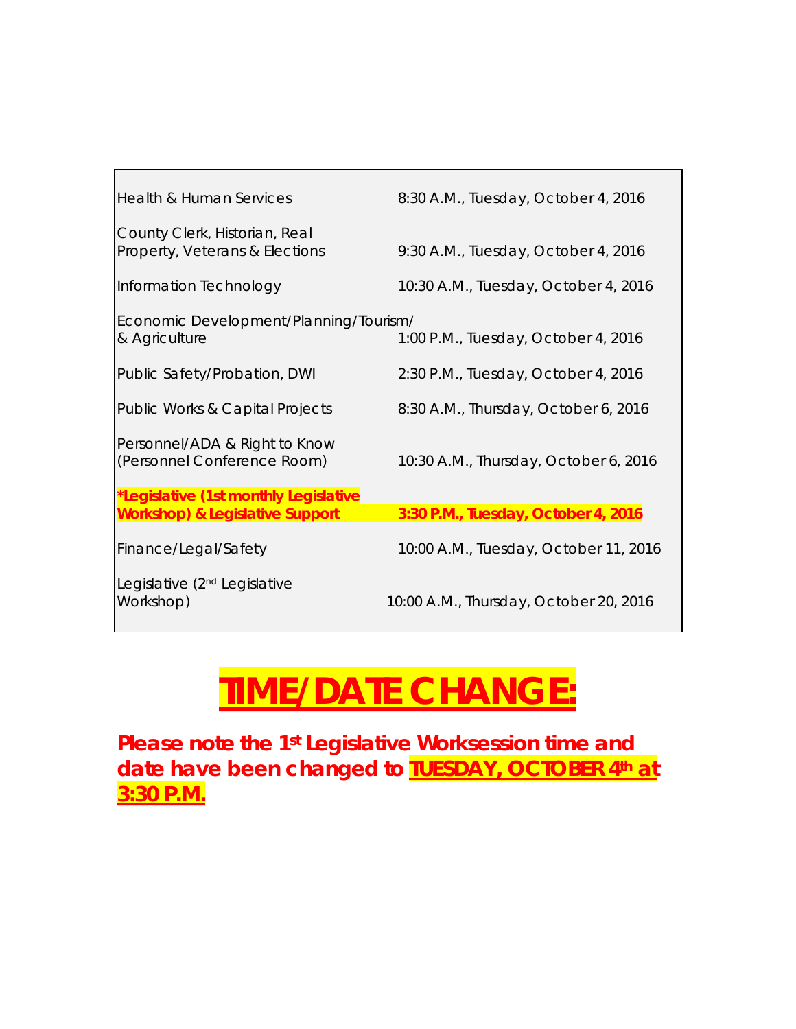| | |
|---|---|
| Health & Human Services | 8:30 A.M., Tuesday, October 4, 2016 |
| County Clerk, Historian, Real Property, Veterans & Elections | 9:30 A.M., Tuesday, October 4, 2016 |
| Information Technology | 10:30 A.M., Tuesday, October 4, 2016 |
| Economic Development/Planning/Tourism/ & Agriculture | 1:00 P.M., Tuesday, October 4, 2016 |
| Public Safety/Probation, DWI | 2:30 P.M., Tuesday, October 4, 2016 |
| Public Works & Capital Projects | 8:30 A.M., Thursday, October 6, 2016 |
| Personnel/ADA & Right to Know (Personnel Conference Room) | 10:30 A.M., Thursday, October 6, 2016 |
| **\*Legislative (1st monthly Legislative Workshop) & Legislative Support** | **3:30 P.M., Tuesday, October 4, 2016** |
| Finance/Legal/Safety | 10:00 A.M., Tuesday, October 11, 2016 |
| Legislative (2nd Legislative Workshop) | 10:00 A.M., Thursday, October 20, 2016 |

# TIME/DATE CHANGE:

**Please note the 1st Legislative Worksession time and date have been changed to TUESDAY, OCTOBER 4th at 3:30 P.M.**